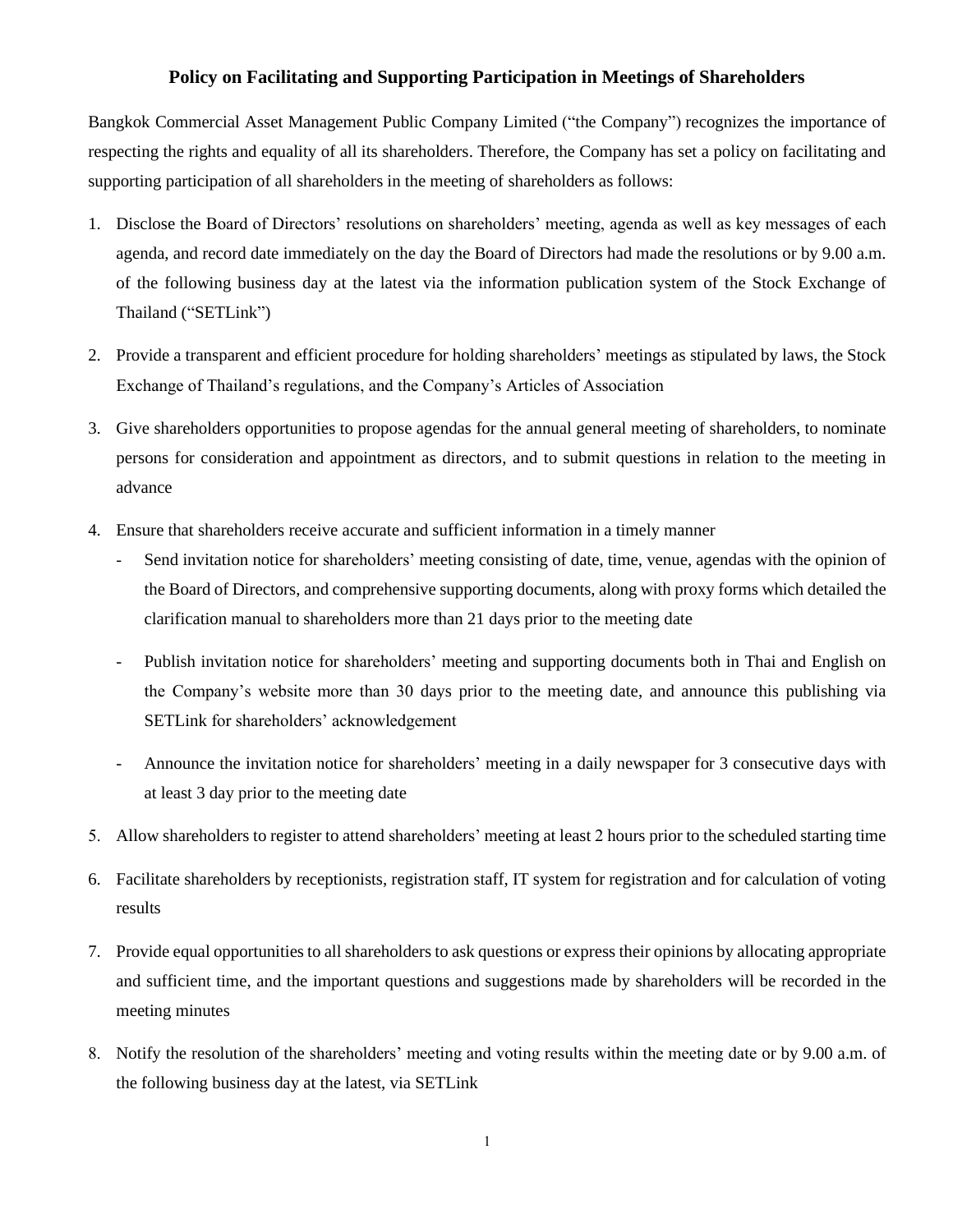# Policy on Facilitating and Supporting Participation in Meetings of Shareholders

Bangkok Commercial Asset Management Public Company Limited ("the Company") recognizes the importance of respecting the rights and equality of all its shareholders. Therefore, the Company has set a policy on facilitating and supporting participation of all shareholders in the meeting of shareholders as follows:

1. Disclose the Board of Directors' resolutions on shareholders' meeting, agenda as well as key messages of each agenda, and record date immediately on the day the Board of Directors had made the resolutions or by 9.00 a.m. of the following business day at the latest via the information publication system of the Stock Exchange of Thailand ("SETLink")
2. Provide a transparent and efficient procedure for holding shareholders' meetings as stipulated by laws, the Stock Exchange of Thailand's regulations, and the Company's Articles of Association
3. Give shareholders opportunities to propose agendas for the annual general meeting of shareholders, to nominate persons for consideration and appointment as directors, and to submit questions in relation to the meeting in advance
4. Ensure that shareholders receive accurate and sufficient information in a timely manner
   - Send invitation notice for shareholders' meeting consisting of date, time, venue, agendas with the opinion of the Board of Directors, and comprehensive supporting documents, along with proxy forms which detailed the clarification manual to shareholders more than 21 days prior to the meeting date
   - Publish invitation notice for shareholders' meeting and supporting documents both in Thai and English on the Company's website more than 30 days prior to the meeting date, and announce this publishing via SETLink for shareholders' acknowledgement
   - Announce the invitation notice for shareholders' meeting in a daily newspaper for 3 consecutive days with at least 3 day prior to the meeting date
5. Allow shareholders to register to attend shareholders' meeting at least 2 hours prior to the scheduled starting time
6. Facilitate shareholders by receptionists, registration staff, IT system for registration and for calculation of voting results
7. Provide equal opportunities to all shareholders to ask questions or express their opinions by allocating appropriate and sufficient time, and the important questions and suggestions made by shareholders will be recorded in the meeting minutes
8. Notify the resolution of the shareholders' meeting and voting results within the meeting date or by 9.00 a.m. of the following business day at the latest, via SETLink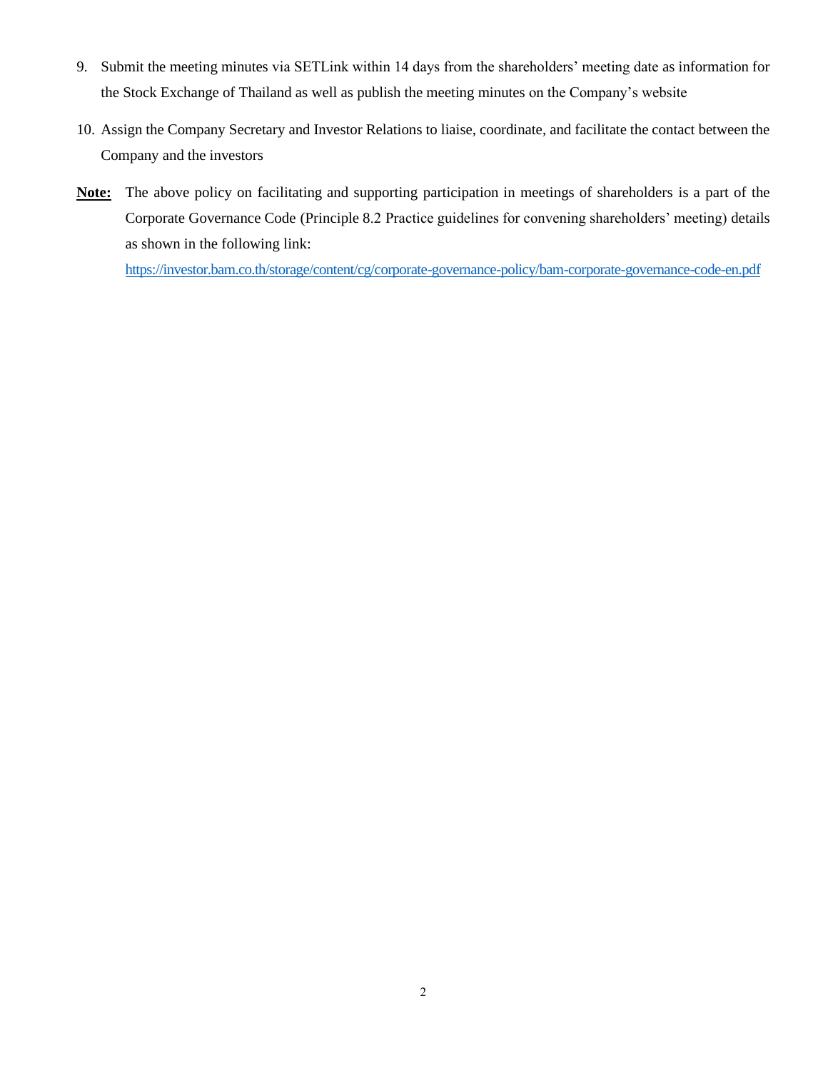9. Submit the meeting minutes via SETLink within 14 days from the shareholders' meeting date as information for the Stock Exchange of Thailand as well as publish the meeting minutes on the Company's website

10. Assign the Company Secretary and Investor Relations to liaise, coordinate, and facilitate the contact between the Company and the investors

**Note:** The above policy on facilitating and supporting participation in meetings of shareholders is a part of the Corporate Governance Code (Principle 8.2 Practice guidelines for convening shareholders' meeting) details as shown in the following link:
https://investor.bam.co.th/storage/content/cg/corporate-governance-policy/bam-corporate-governance-code-en.pdf